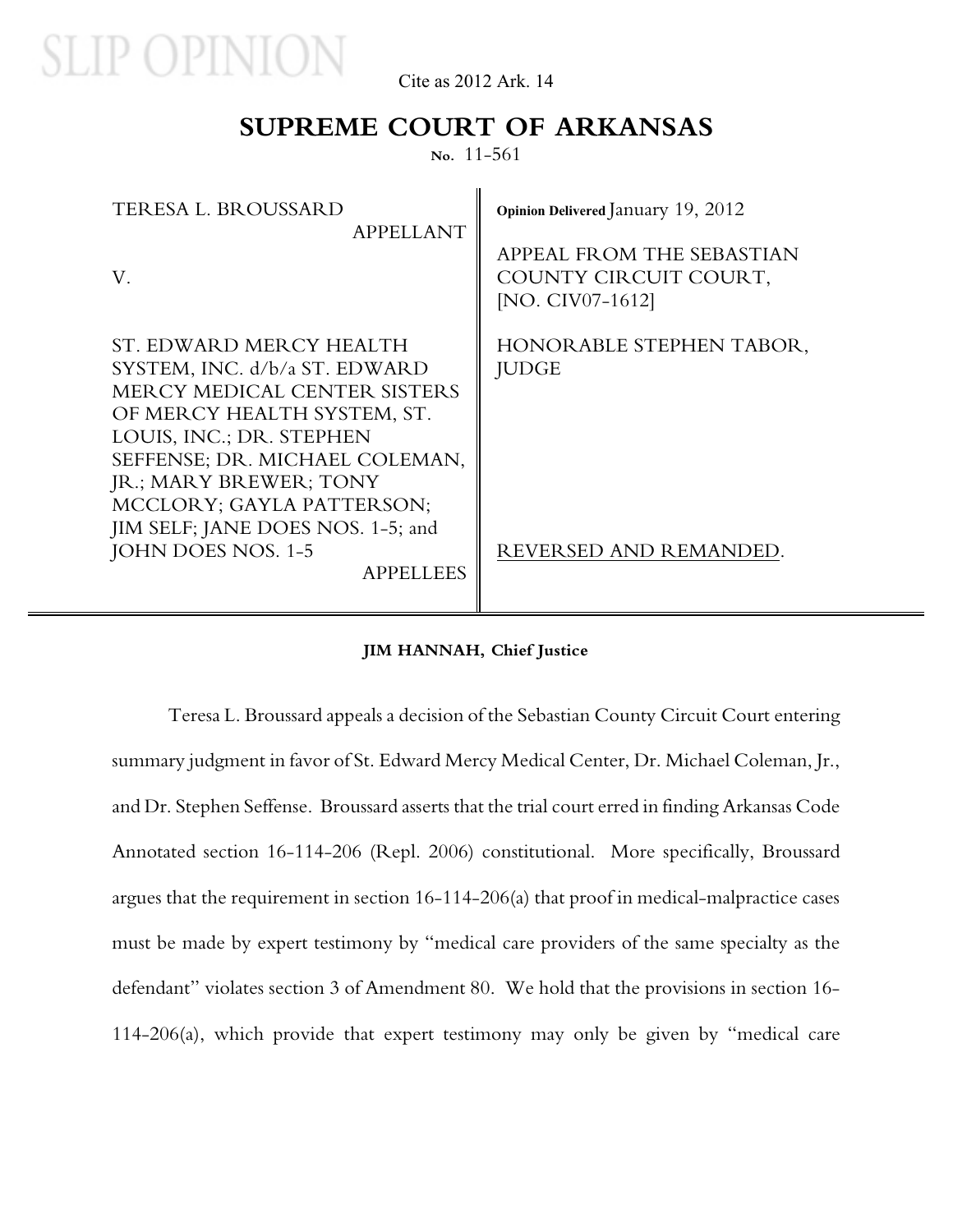SLIP OPINION

Cite as 2012 Ark. 14

# SUPREME COURT OF ARKANSAS

No. 11-561

| | |
|---|---|
| TERESA L. BROUSSARD<br>APPELLANT<br><br>V.<br><br>ST. EDWARD MERCY HEALTH SYSTEM, INC. d/b/a ST. EDWARD MERCY MEDICAL CENTER SISTERS OF MERCY HEALTH SYSTEM, ST. LOUIS, INC.; DR. STEPHEN SEFFENSE; DR. MICHAEL COLEMAN, JR.; MARY BREWER; TONY MCCLORY; GAYLA PATTERSON; JIM SELF; JANE DOES NOS. 1-5; and JOHN DOES NOS. 1-5<br>APPELLEES | Opinion Delivered January 19, 2012<br><br>APPEAL FROM THE SEBASTIAN COUNTY CIRCUIT COURT, [NO. CIV07-1612]<br><br>HONORABLE STEPHEN TABOR, JUDGE<br><br>REVERSED AND REMANDED. |

**JIM HANNAH, Chief Justice**

Teresa L. Broussard appeals a decision of the Sebastian County Circuit Court entering summary judgment in favor of St. Edward Mercy Medical Center, Dr. Michael Coleman, Jr., and Dr. Stephen Seffense. Broussard asserts that the trial court erred in finding Arkansas Code Annotated section 16-114-206 (Repl. 2006) constitutional. More specifically, Broussard argues that the requirement in section 16-114-206(a) that proof in medical-malpractice cases must be made by expert testimony by "medical care providers of the same specialty as the defendant" violates section 3 of Amendment 80. We hold that the provisions in section 16-114-206(a), which provide that expert testimony may only be given by "medical care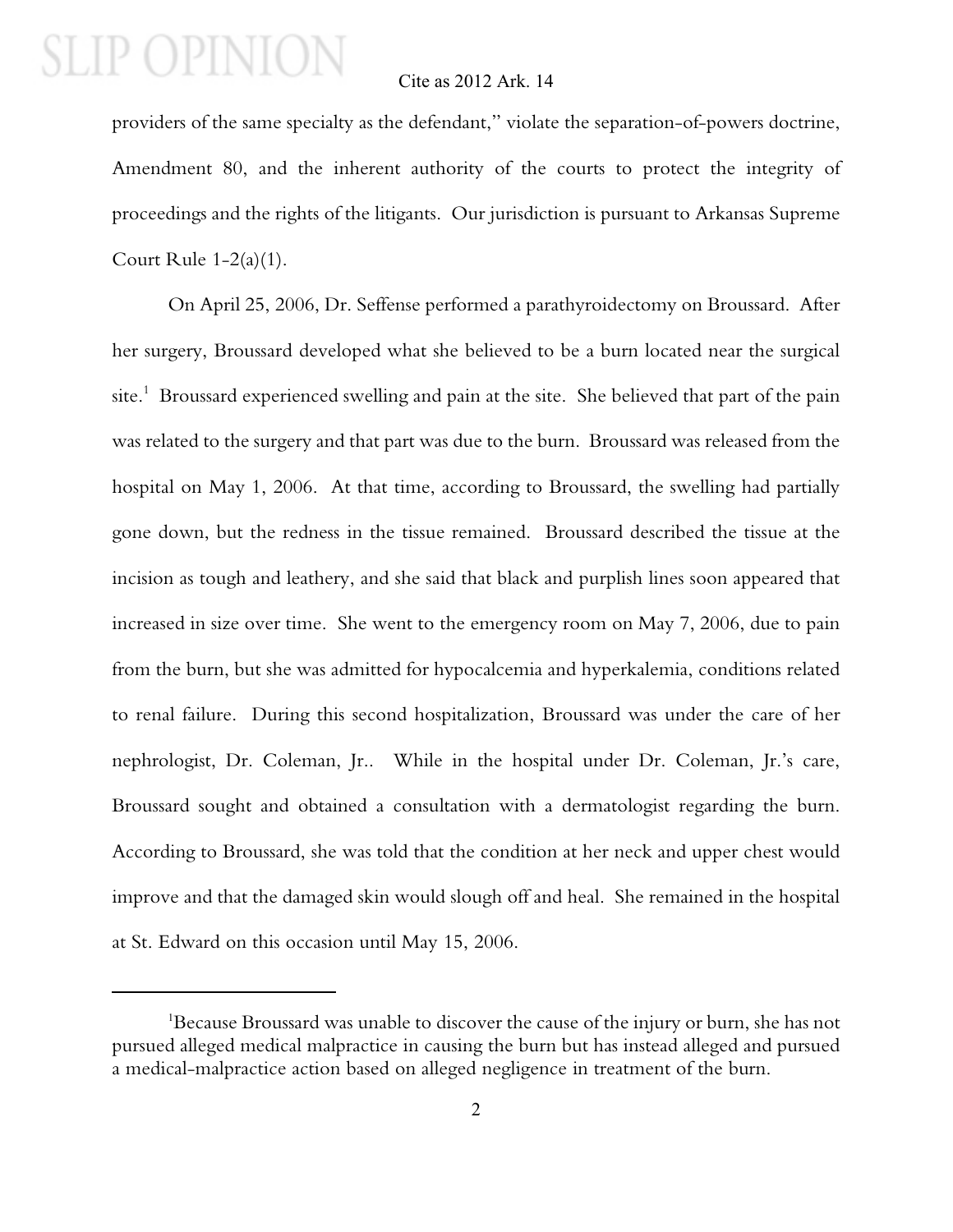providers of the same specialty as the defendant," violate the separation-of-powers doctrine, Amendment 80, and the inherent authority of the courts to protect the integrity of proceedings and the rights of the litigants. Our jurisdiction is pursuant to Arkansas Supreme Court Rule 1-2(a)(1).

On April 25, 2006, Dr. Seffense performed a parathyroidectomy on Broussard. After her surgery, Broussard developed what she believed to be a burn located near the surgical site.[1] Broussard experienced swelling and pain at the site. She believed that part of the pain was related to the surgery and that part was due to the burn. Broussard was released from the hospital on May 1, 2006. At that time, according to Broussard, the swelling had partially gone down, but the redness in the tissue remained. Broussard described the tissue at the incision as tough and leathery, and she said that black and purplish lines soon appeared that increased in size over time. She went to the emergency room on May 7, 2006, due to pain from the burn, but she was admitted for hypocalcemia and hyperkalemia, conditions related to renal failure. During this second hospitalization, Broussard was under the care of her nephrologist, Dr. Coleman, Jr.. While in the hospital under Dr. Coleman, Jr.'s care, Broussard sought and obtained a consultation with a dermatologist regarding the burn. According to Broussard, she was told that the condition at her neck and upper chest would improve and that the damaged skin would slough off and heal. She remained in the hospital at St. Edward on this occasion until May 15, 2006.

---

[1] Because Broussard was unable to discover the cause of the injury or burn, she has not pursued alleged medical malpractice in causing the burn but has instead alleged and pursued a medical-malpractice action based on alleged negligence in treatment of the burn.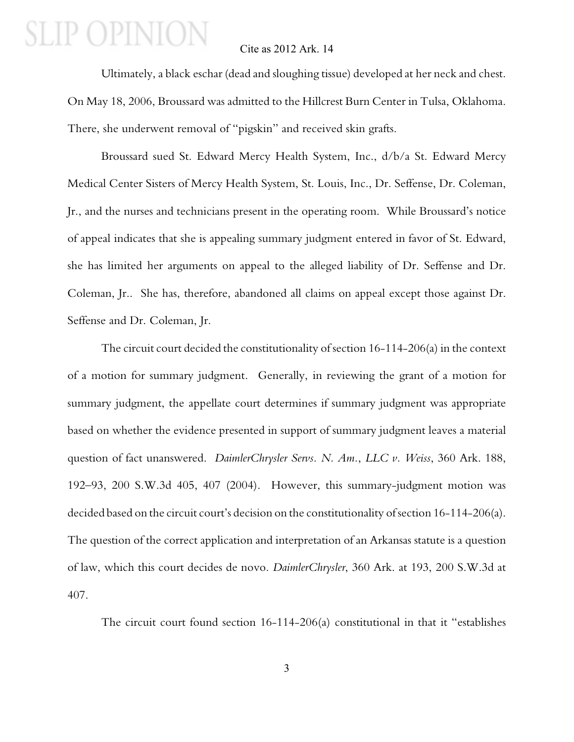Ultimately, a black eschar (dead and sloughing tissue) developed at her neck and chest. On May 18, 2006, Broussard was admitted to the Hillcrest Burn Center in Tulsa, Oklahoma. There, she underwent removal of "pigskin" and received skin grafts.

Broussard sued St. Edward Mercy Health System, Inc., d/b/a St. Edward Mercy Medical Center Sisters of Mercy Health System, St. Louis, Inc., Dr. Seffense, Dr. Coleman, Jr., and the nurses and technicians present in the operating room. While Broussard's notice of appeal indicates that she is appealing summary judgment entered in favor of St. Edward, she has limited her arguments on appeal to the alleged liability of Dr. Seffense and Dr. Coleman, Jr.. She has, therefore, abandoned all claims on appeal except those against Dr. Seffense and Dr. Coleman, Jr.

The circuit court decided the constitutionality of section 16-114-206(a) in the context of a motion for summary judgment. Generally, in reviewing the grant of a motion for summary judgment, the appellate court determines if summary judgment was appropriate based on whether the evidence presented in support of summary judgment leaves a material question of fact unanswered. *DaimlerChrysler Servs. N. Am., LLC v. Weiss*, 360 Ark. 188, 192–93, 200 S.W.3d 405, 407 (2004). However, this summary-judgment motion was decided based on the circuit court's decision on the constitutionality of section 16-114-206(a). The question of the correct application and interpretation of an Arkansas statute is a question of law, which this court decides de novo. *DaimlerChrysler*, 360 Ark. at 193, 200 S.W.3d at 407.

The circuit court found section 16-114-206(a) constitutional in that it "establishes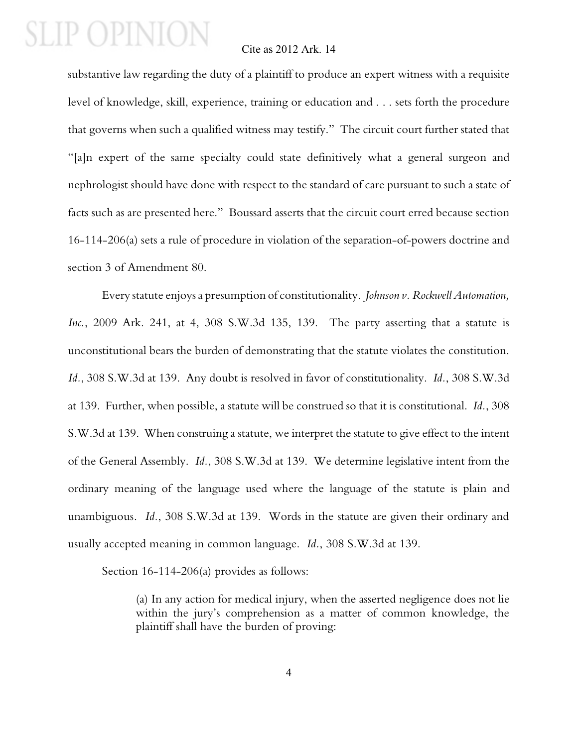substantive law regarding the duty of a plaintiff to produce an expert witness with a requisite level of knowledge, skill, experience, training or education and . . . sets forth the procedure that governs when such a qualified witness may testify." The circuit court further stated that "[a]n expert of the same specialty could state definitively what a general surgeon and nephrologist should have done with respect to the standard of care pursuant to such a state of facts such as are presented here." Boussard asserts that the circuit court erred because section 16-114-206(a) sets a rule of procedure in violation of the separation-of-powers doctrine and section 3 of Amendment 80.

Every statute enjoys a presumption of constitutionality. *Johnson v. Rockwell Automation, Inc.*, 2009 Ark. 241, at 4, 308 S.W.3d 135, 139. The party asserting that a statute is unconstitutional bears the burden of demonstrating that the statute violates the constitution. *Id.*, 308 S.W.3d at 139. Any doubt is resolved in favor of constitutionality. *Id.*, 308 S.W.3d at 139. Further, when possible, a statute will be construed so that it is constitutional. *Id.*, 308 S.W.3d at 139. When construing a statute, we interpret the statute to give effect to the intent of the General Assembly. *Id.*, 308 S.W.3d at 139. We determine legislative intent from the ordinary meaning of the language used where the language of the statute is plain and unambiguous. *Id.*, 308 S.W.3d at 139. Words in the statute are given their ordinary and usually accepted meaning in common language. *Id.*, 308 S.W.3d at 139.

Section 16-114-206(a) provides as follows:

> (a) In any action for medical injury, when the asserted negligence does not lie within the jury's comprehension as a matter of common knowledge, the plaintiff shall have the burden of proving: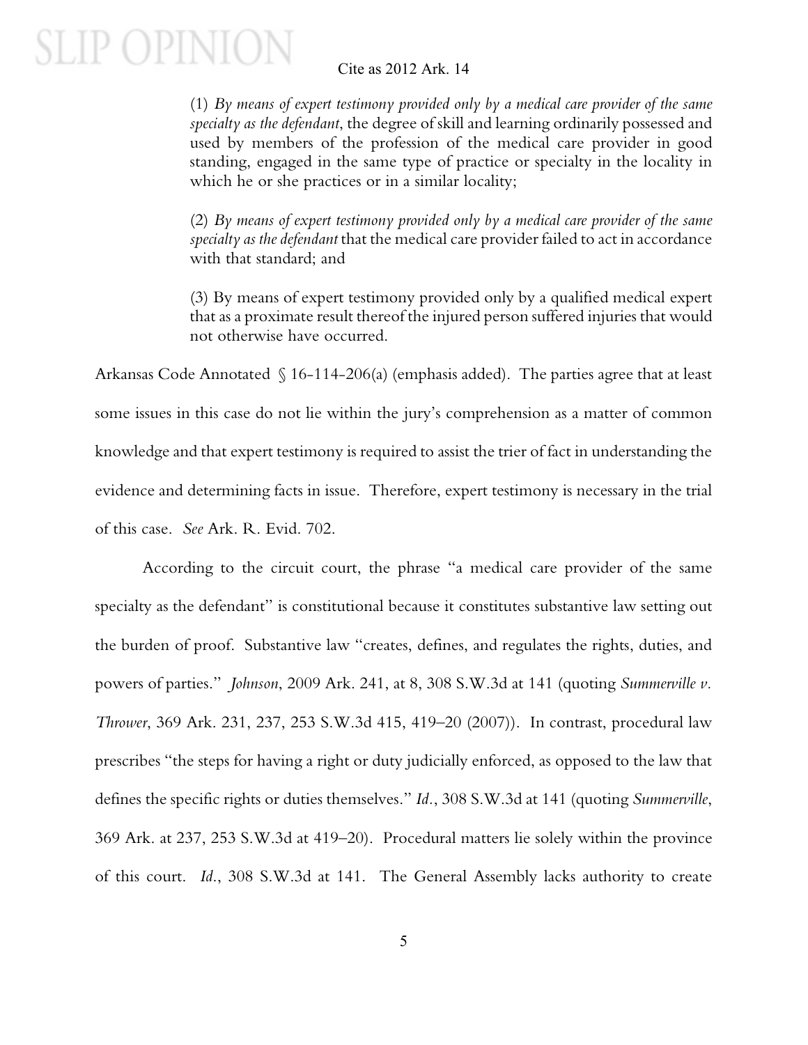(1) *By means of expert testimony provided only by a medical care provider of the same specialty as the defendant*, the degree of skill and learning ordinarily possessed and used by members of the profession of the medical care provider in good standing, engaged in the same type of practice or specialty in the locality in which he or she practices or in a similar locality;

(2) *By means of expert testimony provided only by a medical care provider of the same specialty as the defendant* that the medical care provider failed to act in accordance with that standard; and

(3) By means of expert testimony provided only by a qualified medical expert that as a proximate result thereof the injured person suffered injuries that would not otherwise have occurred.

Arkansas Code Annotated § 16-114-206(a) (emphasis added). The parties agree that at least some issues in this case do not lie within the jury's comprehension as a matter of common knowledge and that expert testimony is required to assist the trier of fact in understanding the evidence and determining facts in issue. Therefore, expert testimony is necessary in the trial of this case. *See* Ark. R. Evid. 702.

According to the circuit court, the phrase "a medical care provider of the same specialty as the defendant" is constitutional because it constitutes substantive law setting out the burden of proof. Substantive law "creates, defines, and regulates the rights, duties, and powers of parties." *Johnson*, 2009 Ark. 241, at 8, 308 S.W.3d at 141 (quoting *Summerville v. Thrower*, 369 Ark. 231, 237, 253 S.W.3d 415, 419–20 (2007)). In contrast, procedural law prescribes "the steps for having a right or duty judicially enforced, as opposed to the law that defines the specific rights or duties themselves." *Id.*, 308 S.W.3d at 141 (quoting *Summerville*, 369 Ark. at 237, 253 S.W.3d at 419–20). Procedural matters lie solely within the province of this court. *Id.*, 308 S.W.3d at 141. The General Assembly lacks authority to create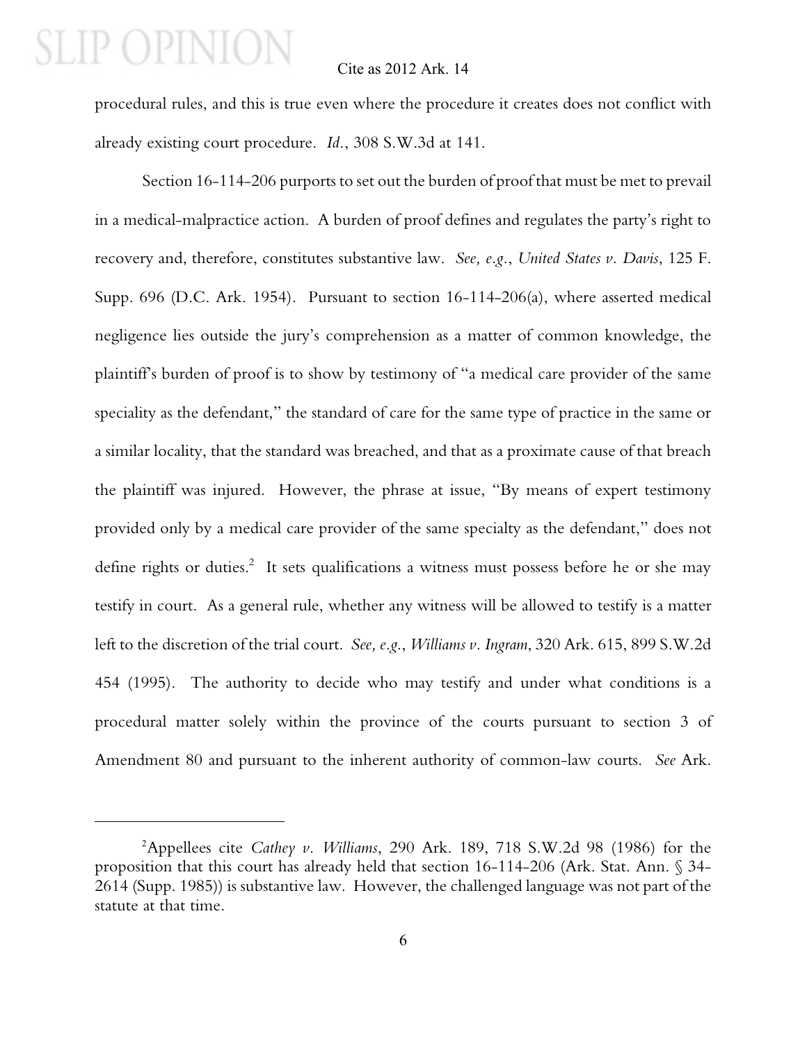procedural rules, and this is true even where the procedure it creates does not conflict with already existing court procedure. *Id.*, 308 S.W.3d at 141.

Section 16-114-206 purports to set out the burden of proof that must be met to prevail in a medical-malpractice action. A burden of proof defines and regulates the party's right to recovery and, therefore, constitutes substantive law. *See, e.g.*, *United States v. Davis*, 125 F. Supp. 696 (D.C. Ark. 1954). Pursuant to section 16-114-206(a), where asserted medical negligence lies outside the jury's comprehension as a matter of common knowledge, the plaintiff's burden of proof is to show by testimony of "a medical care provider of the same speciality as the defendant," the standard of care for the same type of practice in the same or a similar locality, that the standard was breached, and that as a proximate cause of that breach the plaintiff was injured. However, the phrase at issue, "By means of expert testimony provided only by a medical care provider of the same specialty as the defendant," does not define rights or duties.[2] It sets qualifications a witness must possess before he or she may testify in court. As a general rule, whether any witness will be allowed to testify is a matter left to the discretion of the trial court. *See, e.g.*, *Williams v. Ingram*, 320 Ark. 615, 899 S.W.2d 454 (1995). The authority to decide who may testify and under what conditions is a procedural matter solely within the province of the courts pursuant to section 3 of Amendment 80 and pursuant to the inherent authority of common-law courts. *See* Ark.

---

[2]Appellees cite *Cathey v. Williams*, 290 Ark. 189, 718 S.W.2d 98 (1986) for the proposition that this court has already held that section 16-114-206 (Ark. Stat. Ann. § 34-2614 (Supp. 1985)) is substantive law. However, the challenged language was not part of the statute at that time.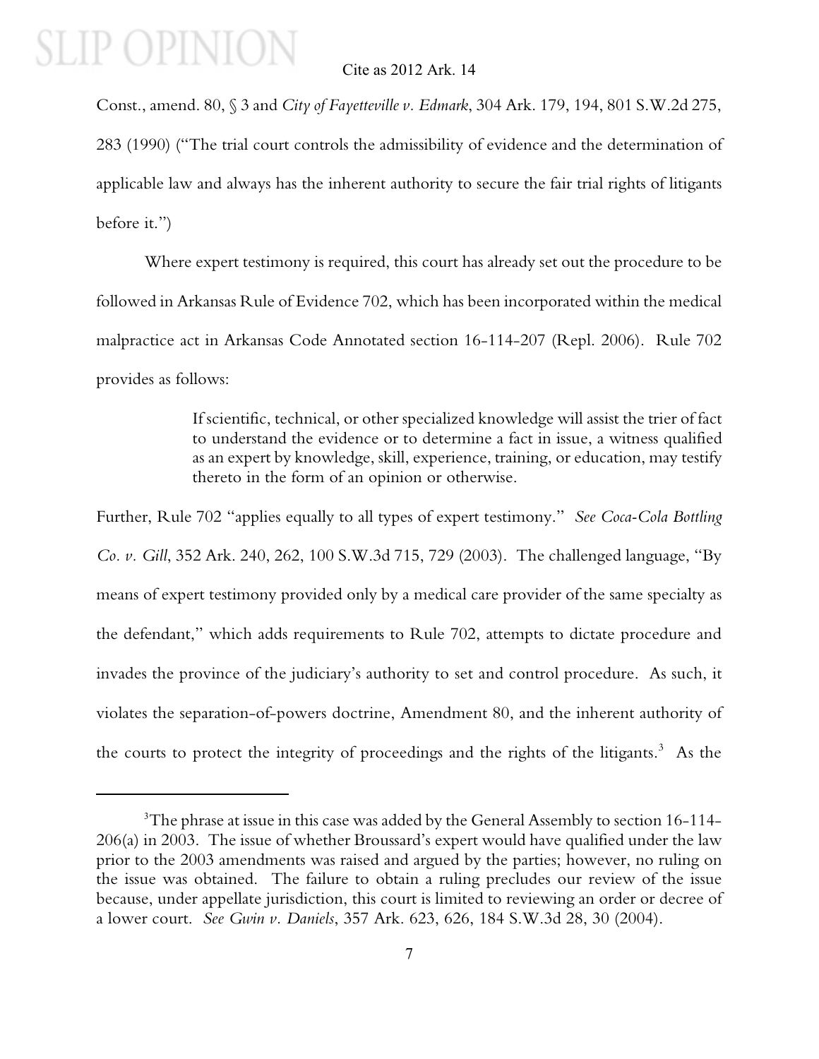Const., amend. 80, § 3 and *City of Fayetteville v. Edmark*, 304 Ark. 179, 194, 801 S.W.2d 275, 283 (1990) ("The trial court controls the admissibility of evidence and the determination of applicable law and always has the inherent authority to secure the fair trial rights of litigants before it.")

Where expert testimony is required, this court has already set out the procedure to be followed in Arkansas Rule of Evidence 702, which has been incorporated within the medical malpractice act in Arkansas Code Annotated section 16-114-207 (Repl. 2006). Rule 702 provides as follows:

> If scientific, technical, or other specialized knowledge will assist the trier of fact to understand the evidence or to determine a fact in issue, a witness qualified as an expert by knowledge, skill, experience, training, or education, may testify thereto in the form of an opinion or otherwise.

Further, Rule 702 "applies equally to all types of expert testimony." *See Coca-Cola Bottling Co. v. Gill*, 352 Ark. 240, 262, 100 S.W.3d 715, 729 (2003). The challenged language, "By means of expert testimony provided only by a medical care provider of the same specialty as the defendant," which adds requirements to Rule 702, attempts to dictate procedure and invades the province of the judiciary's authority to set and control procedure. As such, it violates the separation-of-powers doctrine, Amendment 80, and the inherent authority of the courts to protect the integrity of proceedings and the rights of the litigants.[3] As the

[3]The phrase at issue in this case was added by the General Assembly to section 16-114-206(a) in 2003. The issue of whether Broussard's expert would have qualified under the law prior to the 2003 amendments was raised and argued by the parties; however, no ruling on the issue was obtained. The failure to obtain a ruling precludes our review of the issue because, under appellate jurisdiction, this court is limited to reviewing an order or decree of a lower court. *See Gwin v. Daniels*, 357 Ark. 623, 626, 184 S.W.3d 28, 30 (2004).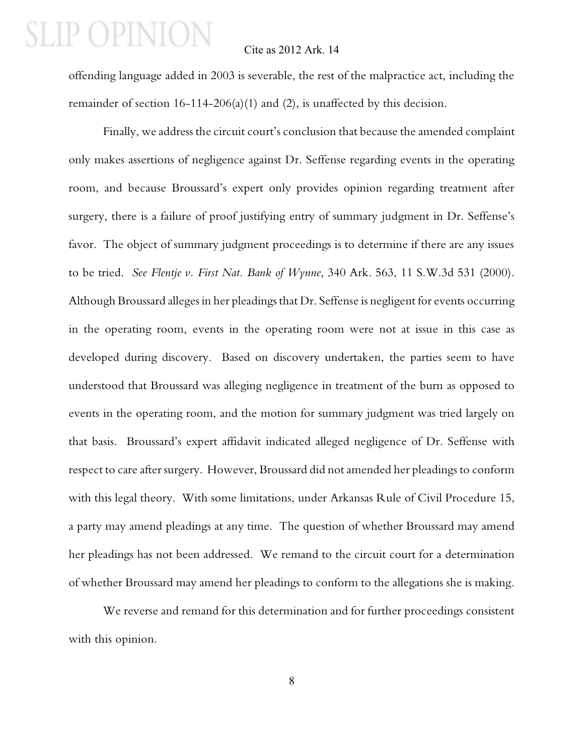offending language added in 2003 is severable, the rest of the malpractice act, including the remainder of section 16-114-206(a)(1) and (2), is unaffected by this decision.

Finally, we address the circuit court's conclusion that because the amended complaint only makes assertions of negligence against Dr. Seffense regarding events in the operating room, and because Broussard's expert only provides opinion regarding treatment after surgery, there is a failure of proof justifying entry of summary judgment in Dr. Seffense's favor. The object of summary judgment proceedings is to determine if there are any issues to be tried. *See Flentje v. First Nat. Bank of Wynne*, 340 Ark. 563, 11 S.W.3d 531 (2000). Although Broussard alleges in her pleadings that Dr. Seffense is negligent for events occurring in the operating room, events in the operating room were not at issue in this case as developed during discovery. Based on discovery undertaken, the parties seem to have understood that Broussard was alleging negligence in treatment of the burn as opposed to events in the operating room, and the motion for summary judgment was tried largely on that basis. Broussard's expert affidavit indicated alleged negligence of Dr. Seffense with respect to care after surgery. However, Broussard did not amended her pleadings to conform with this legal theory. With some limitations, under Arkansas Rule of Civil Procedure 15, a party may amend pleadings at any time. The question of whether Broussard may amend her pleadings has not been addressed. We remand to the circuit court for a determination of whether Broussard may amend her pleadings to conform to the allegations she is making.

We reverse and remand for this determination and for further proceedings consistent with this opinion.